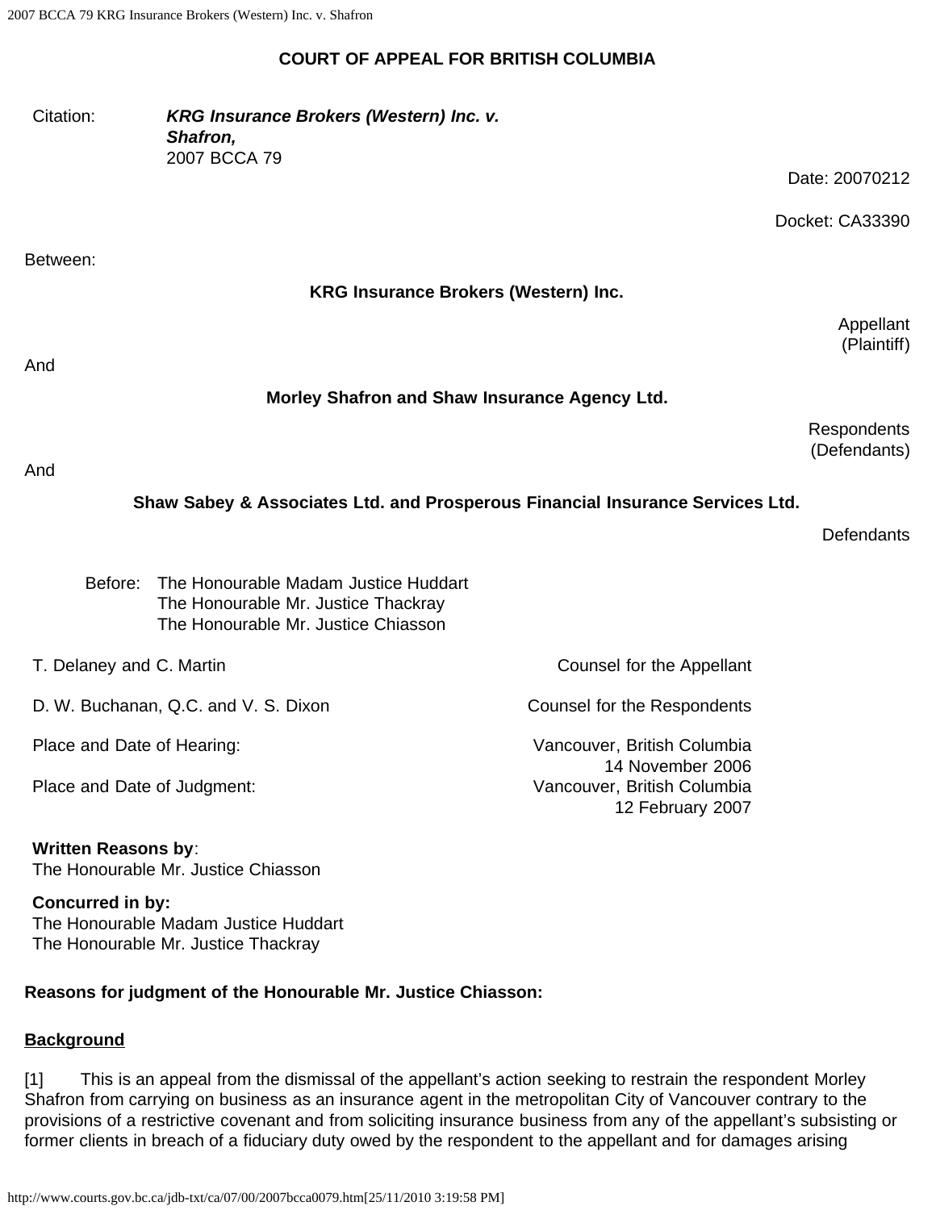**COURT OF APPEAL FOR BRITISH COLUMBIA**

| | | |
|---|---|---|
| Citation: | ***KRG Insurance Brokers (Western) Inc. v. Shafron,*** 2007 BCCA 79 | |
| | | Date: 20070212 |
| | | Docket: CA33390 |

Between:

**KRG Insurance Brokers (Western) Inc.**

Appellant (Plaintiff)

And

**Morley Shafron and Shaw Insurance Agency Ltd.**

Respondents (Defendants)

And

**Shaw Sabey & Associates Ltd. and Prosperous Financial Insurance Services Ltd.**

Defendants

Before: The Honourable Madam Justice Huddart
The Honourable Mr. Justice Thackray
The Honourable Mr. Justice Chiasson

| | |
|---|---|
| T. Delaney and C. Martin | Counsel for the Appellant |
| D. W. Buchanan, Q.C. and V. S. Dixon | Counsel for the Respondents |
| Place and Date of Hearing: | Vancouver, British Columbia 14 November 2006 |
| Place and Date of Judgment: | Vancouver, British Columbia 12 February 2007 |

**Written Reasons by**:
The Honourable Mr. Justice Chiasson

**Concurred in by:**
The Honourable Madam Justice Huddart
The Honourable Mr. Justice Thackray

**Reasons for judgment of the Honourable Mr. Justice Chiasson:**

## Background

[1] This is an appeal from the dismissal of the appellant's action seeking to restrain the respondent Morley Shafron from carrying on business as an insurance agent in the metropolitan City of Vancouver contrary to the provisions of a restrictive covenant and from soliciting insurance business from any of the appellant's subsisting or former clients in breach of a fiduciary duty owed by the respondent to the appellant and for damages arising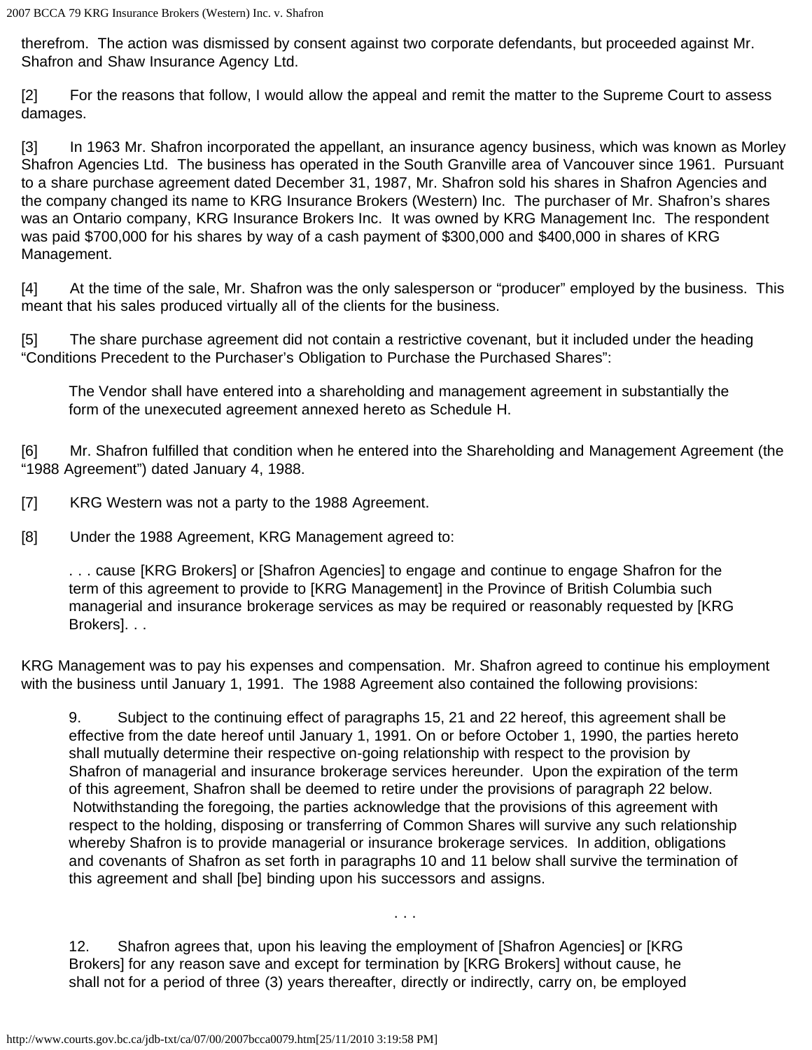therefrom. The action was dismissed by consent against two corporate defendants, but proceeded against Mr. Shafron and Shaw Insurance Agency Ltd.

[2] For the reasons that follow, I would allow the appeal and remit the matter to the Supreme Court to assess damages.

[3] In 1963 Mr. Shafron incorporated the appellant, an insurance agency business, which was known as Morley Shafron Agencies Ltd. The business has operated in the South Granville area of Vancouver since 1961. Pursuant to a share purchase agreement dated December 31, 1987, Mr. Shafron sold his shares in Shafron Agencies and the company changed its name to KRG Insurance Brokers (Western) Inc. The purchaser of Mr. Shafron's shares was an Ontario company, KRG Insurance Brokers Inc. It was owned by KRG Management Inc. The respondent was paid $700,000 for his shares by way of a cash payment of $300,000 and $400,000 in shares of KRG Management.

[4] At the time of the sale, Mr. Shafron was the only salesperson or "producer" employed by the business. This meant that his sales produced virtually all of the clients for the business.

[5] The share purchase agreement did not contain a restrictive covenant, but it included under the heading "Conditions Precedent to the Purchaser's Obligation to Purchase the Purchased Shares":

> The Vendor shall have entered into a shareholding and management agreement in substantially the form of the unexecuted agreement annexed hereto as Schedule H.

[6] Mr. Shafron fulfilled that condition when he entered into the Shareholding and Management Agreement (the "1988 Agreement") dated January 4, 1988.

[7] KRG Western was not a party to the 1988 Agreement.

[8] Under the 1988 Agreement, KRG Management agreed to:

> . . . cause [KRG Brokers] or [Shafron Agencies] to engage and continue to engage Shafron for the term of this agreement to provide to [KRG Management] in the Province of British Columbia such managerial and insurance brokerage services as may be required or reasonably requested by [KRG Brokers]. . .

KRG Management was to pay his expenses and compensation. Mr. Shafron agreed to continue his employment with the business until January 1, 1991. The 1988 Agreement also contained the following provisions:

> 9. Subject to the continuing effect of paragraphs 15, 21 and 22 hereof, this agreement shall be effective from the date hereof until January 1, 1991. On or before October 1, 1990, the parties hereto shall mutually determine their respective on-going relationship with respect to the provision by Shafron of managerial and insurance brokerage services hereunder. Upon the expiration of the term of this agreement, Shafron shall be deemed to retire under the provisions of paragraph 22 below. Notwithstanding the foregoing, the parties acknowledge that the provisions of this agreement with respect to the holding, disposing or transferring of Common Shares will survive any such relationship whereby Shafron is to provide managerial or insurance brokerage services. In addition, obligations and covenants of Shafron as set forth in paragraphs 10 and 11 below shall survive the termination of this agreement and shall [be] binding upon his successors and assigns.
>
> . . .
>
> 12. Shafron agrees that, upon his leaving the employment of [Shafron Agencies] or [KRG Brokers] for any reason save and except for termination by [KRG Brokers] without cause, he shall not for a period of three (3) years thereafter, directly or indirectly, carry on, be employed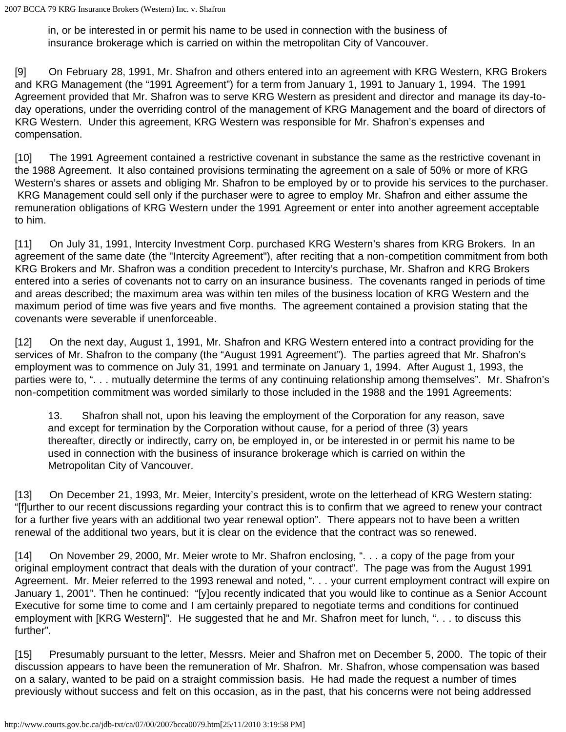in, or be interested in or permit his name to be used in connection with the business of insurance brokerage which is carried on within the metropolitan City of Vancouver.

[9] On February 28, 1991, Mr. Shafron and others entered into an agreement with KRG Western, KRG Brokers and KRG Management (the "1991 Agreement") for a term from January 1, 1991 to January 1, 1994. The 1991 Agreement provided that Mr. Shafron was to serve KRG Western as president and director and manage its day-to-day operations, under the overriding control of the management of KRG Management and the board of directors of KRG Western. Under this agreement, KRG Western was responsible for Mr. Shafron's expenses and compensation.

[10] The 1991 Agreement contained a restrictive covenant in substance the same as the restrictive covenant in the 1988 Agreement. It also contained provisions terminating the agreement on a sale of 50% or more of KRG Western's shares or assets and obliging Mr. Shafron to be employed by or to provide his services to the purchaser. KRG Management could sell only if the purchaser were to agree to employ Mr. Shafron and either assume the remuneration obligations of KRG Western under the 1991 Agreement or enter into another agreement acceptable to him.

[11] On July 31, 1991, Intercity Investment Corp. purchased KRG Western's shares from KRG Brokers. In an agreement of the same date (the "Intercity Agreement"), after reciting that a non-competition commitment from both KRG Brokers and Mr. Shafron was a condition precedent to Intercity's purchase, Mr. Shafron and KRG Brokers entered into a series of covenants not to carry on an insurance business. The covenants ranged in periods of time and areas described; the maximum area was within ten miles of the business location of KRG Western and the maximum period of time was five years and five months. The agreement contained a provision stating that the covenants were severable if unenforceable.

[12] On the next day, August 1, 1991, Mr. Shafron and KRG Western entered into a contract providing for the services of Mr. Shafron to the company (the "August 1991 Agreement"). The parties agreed that Mr. Shafron's employment was to commence on July 31, 1991 and terminate on January 1, 1994. After August 1, 1993, the parties were to, ". . . mutually determine the terms of any continuing relationship among themselves". Mr. Shafron's non-competition commitment was worded similarly to those included in the 1988 and the 1991 Agreements:

> 13. Shafron shall not, upon his leaving the employment of the Corporation for any reason, save and except for termination by the Corporation without cause, for a period of three (3) years thereafter, directly or indirectly, carry on, be employed in, or be interested in or permit his name to be used in connection with the business of insurance brokerage which is carried on within the Metropolitan City of Vancouver.

[13] On December 21, 1993, Mr. Meier, Intercity's president, wrote on the letterhead of KRG Western stating: "[f]urther to our recent discussions regarding your contract this is to confirm that we agreed to renew your contract for a further five years with an additional two year renewal option". There appears not to have been a written renewal of the additional two years, but it is clear on the evidence that the contract was so renewed.

[14] On November 29, 2000, Mr. Meier wrote to Mr. Shafron enclosing, ". . . a copy of the page from your original employment contract that deals with the duration of your contract". The page was from the August 1991 Agreement. Mr. Meier referred to the 1993 renewal and noted, ". . . your current employment contract will expire on January 1, 2001". Then he continued: "[y]ou recently indicated that you would like to continue as a Senior Account Executive for some time to come and I am certainly prepared to negotiate terms and conditions for continued employment with [KRG Western]". He suggested that he and Mr. Shafron meet for lunch, ". . . to discuss this further".

[15] Presumably pursuant to the letter, Messrs. Meier and Shafron met on December 5, 2000. The topic of their discussion appears to have been the remuneration of Mr. Shafron. Mr. Shafron, whose compensation was based on a salary, wanted to be paid on a straight commission basis. He had made the request a number of times previously without success and felt on this occasion, as in the past, that his concerns were not being addressed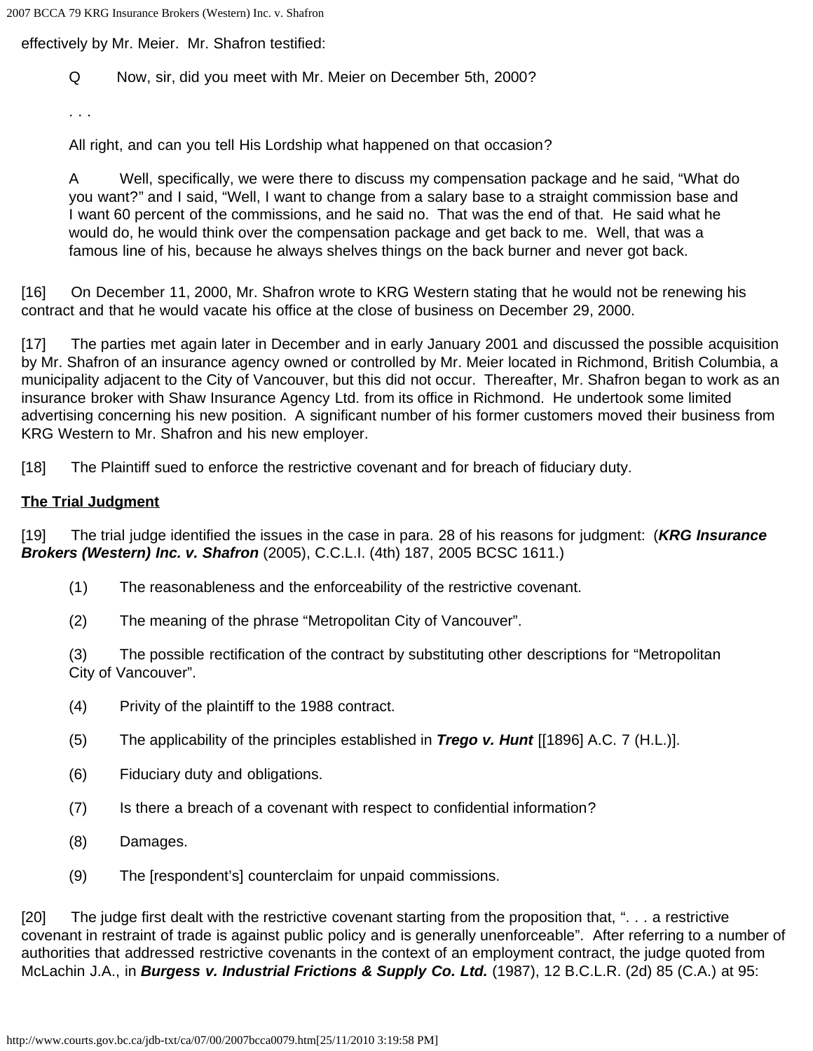effectively by Mr. Meier. Mr. Shafron testified:

> Q Now, sir, did you meet with Mr. Meier on December 5th, 2000?
>
> . . .
>
> All right, and can you tell His Lordship what happened on that occasion?
>
> A Well, specifically, we were there to discuss my compensation package and he said, "What do you want?" and I said, "Well, I want to change from a salary base to a straight commission base and I want 60 percent of the commissions, and he said no. That was the end of that. He said what he would do, he would think over the compensation package and get back to me. Well, that was a famous line of his, because he always shelves things on the back burner and never got back.

[16] On December 11, 2000, Mr. Shafron wrote to KRG Western stating that he would not be renewing his contract and that he would vacate his office at the close of business on December 29, 2000.

[17] The parties met again later in December and in early January 2001 and discussed the possible acquisition by Mr. Shafron of an insurance agency owned or controlled by Mr. Meier located in Richmond, British Columbia, a municipality adjacent to the City of Vancouver, but this did not occur. Thereafter, Mr. Shafron began to work as an insurance broker with Shaw Insurance Agency Ltd. from its office in Richmond. He undertook some limited advertising concerning his new position. A significant number of his former customers moved their business from KRG Western to Mr. Shafron and his new employer.

[18] The Plaintiff sued to enforce the restrictive covenant and for breach of fiduciary duty.

## The Trial Judgment

[19] The trial judge identified the issues in the case in para. 28 of his reasons for judgment: (***KRG Insurance Brokers (Western) Inc. v. Shafron*** (2005), C.C.L.I. (4th) 187, 2005 BCSC 1611.)

> (1) The reasonableness and the enforceability of the restrictive covenant.
>
> (2) The meaning of the phrase "Metropolitan City of Vancouver".
>
> (3) The possible rectification of the contract by substituting other descriptions for "Metropolitan City of Vancouver".
>
> (4) Privity of the plaintiff to the 1988 contract.
>
> (5) The applicability of the principles established in ***Trego v. Hunt*** [[1896] A.C. 7 (H.L.)].
>
> (6) Fiduciary duty and obligations.
>
> (7) Is there a breach of a covenant with respect to confidential information?
>
> (8) Damages.
>
> (9) The [respondent's] counterclaim for unpaid commissions.

[20] The judge first dealt with the restrictive covenant starting from the proposition that, ". . . a restrictive covenant in restraint of trade is against public policy and is generally unenforceable". After referring to a number of authorities that addressed restrictive covenants in the context of an employment contract, the judge quoted from McLachin J.A., in ***Burgess v. Industrial Frictions & Supply Co. Ltd.*** (1987), 12 B.C.L.R. (2d) 85 (C.A.) at 95: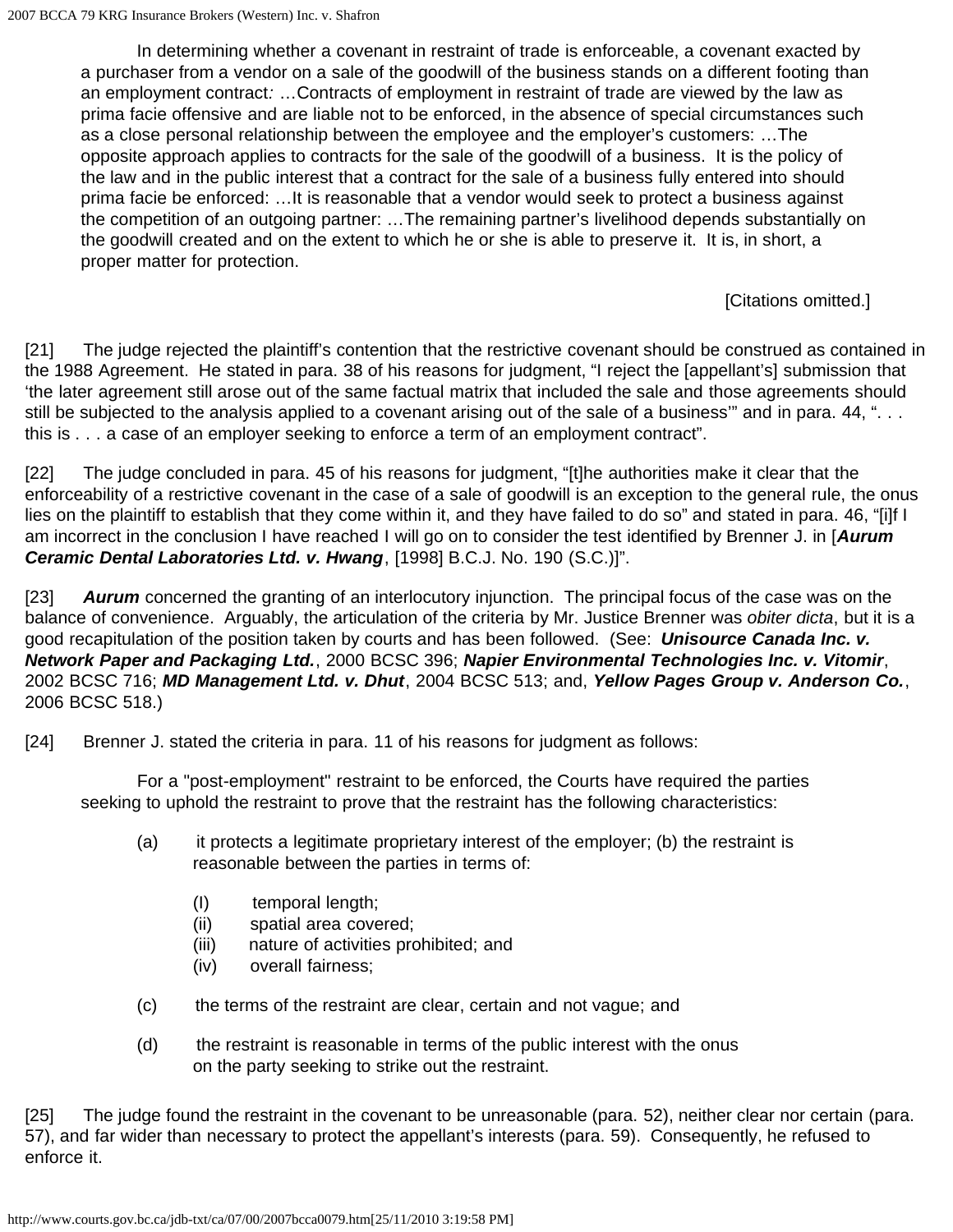In determining whether a covenant in restraint of trade is enforceable, a covenant exacted by a purchaser from a vendor on a sale of the goodwill of the business stands on a different footing than an employment contract*:* …Contracts of employment in restraint of trade are viewed by the law as prima facie offensive and are liable not to be enforced, in the absence of special circumstances such as a close personal relationship between the employee and the employer's customers: …The opposite approach applies to contracts for the sale of the goodwill of a business. It is the policy of the law and in the public interest that a contract for the sale of a business fully entered into should prima facie be enforced: …It is reasonable that a vendor would seek to protect a business against the competition of an outgoing partner: …The remaining partner's livelihood depends substantially on the goodwill created and on the extent to which he or she is able to preserve it. It is, in short, a proper matter for protection.

[Citations omitted.]

[21] The judge rejected the plaintiff's contention that the restrictive covenant should be construed as contained in the 1988 Agreement. He stated in para. 38 of his reasons for judgment, "I reject the [appellant's] submission that 'the later agreement still arose out of the same factual matrix that included the sale and those agreements should still be subjected to the analysis applied to a covenant arising out of the sale of a business'" and in para. 44, ". . . this is . . . a case of an employer seeking to enforce a term of an employment contract".

[22] The judge concluded in para. 45 of his reasons for judgment, "[t]he authorities make it clear that the enforceability of a restrictive covenant in the case of a sale of goodwill is an exception to the general rule, the onus lies on the plaintiff to establish that they come within it, and they have failed to do so" and stated in para. 46, "[i]f I am incorrect in the conclusion I have reached I will go on to consider the test identified by Brenner J. in [***Aurum Ceramic Dental Laboratories Ltd. v. Hwang***, [1998] B.C.J. No. 190 (S.C.)]".

[23] ***Aurum*** concerned the granting of an interlocutory injunction. The principal focus of the case was on the balance of convenience. Arguably, the articulation of the criteria by Mr. Justice Brenner was *obiter dicta*, but it is a good recapitulation of the position taken by courts and has been followed. (See: ***Unisource Canada Inc. v. Network Paper and Packaging Ltd.***, 2000 BCSC 396; ***Napier Environmental Technologies Inc. v. Vitomir***, 2002 BCSC 716; ***MD Management Ltd. v. Dhut***, 2004 BCSC 513; and, ***Yellow Pages Group v. Anderson Co.***, 2006 BCSC 518.)

[24] Brenner J. stated the criteria in para. 11 of his reasons for judgment as follows:

For a "post-employment" restraint to be enforced, the Courts have required the parties seeking to uphold the restraint to prove that the restraint has the following characteristics:

(a) it protects a legitimate proprietary interest of the employer; (b) the restraint is reasonable between the parties in terms of:

(I) temporal length;
(ii) spatial area covered;
(iii) nature of activities prohibited; and
(iv) overall fairness;

(c) the terms of the restraint are clear, certain and not vague; and

(d) the restraint is reasonable in terms of the public interest with the onus on the party seeking to strike out the restraint.

[25] The judge found the restraint in the covenant to be unreasonable (para. 52), neither clear nor certain (para. 57), and far wider than necessary to protect the appellant's interests (para. 59). Consequently, he refused to enforce it.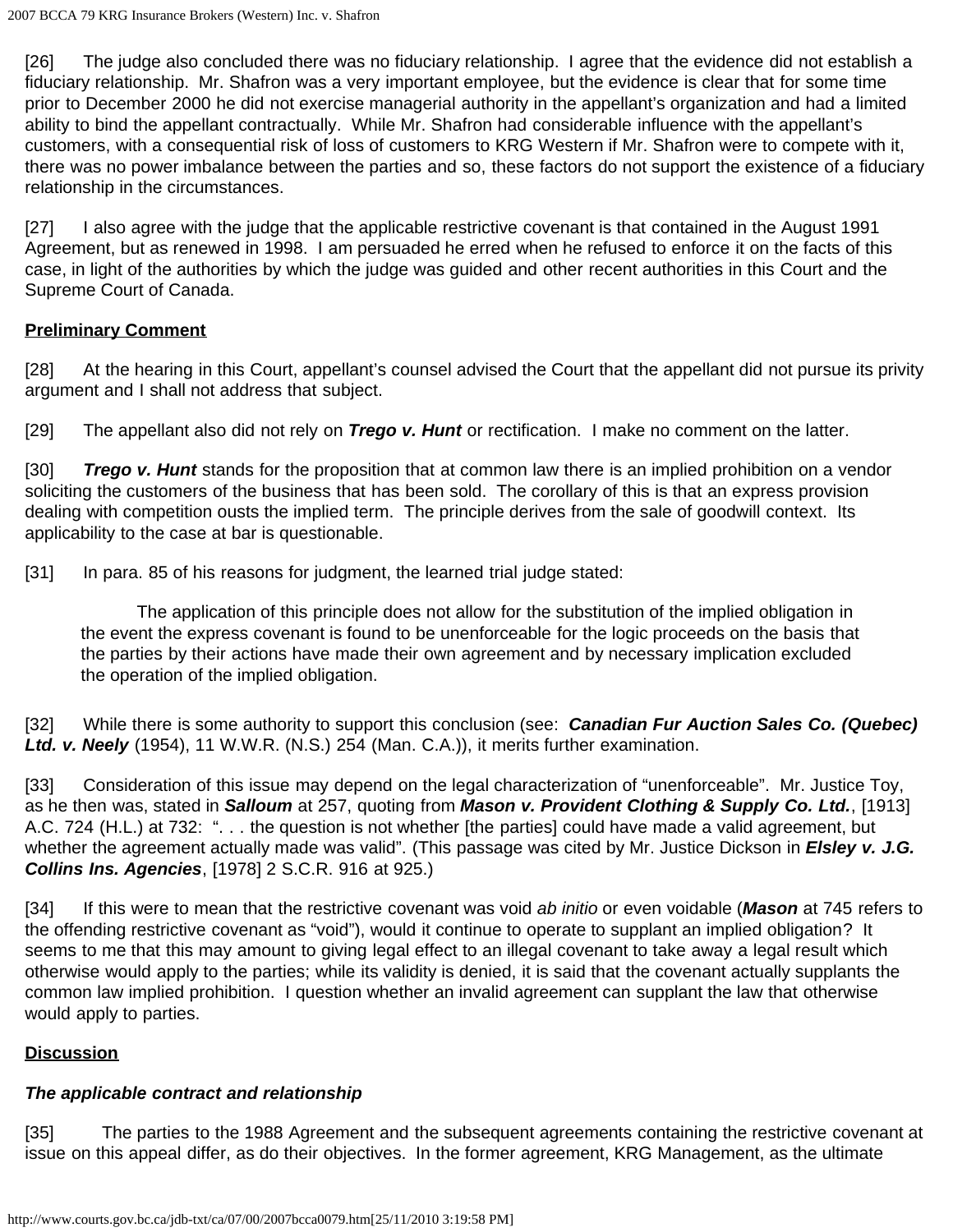[26]      The judge also concluded there was no fiduciary relationship.  I agree that the evidence did not establish a fiduciary relationship.  Mr. Shafron was a very important employee, but the evidence is clear that for some time prior to December 2000 he did not exercise managerial authority in the appellant's organization and had a limited ability to bind the appellant contractually.  While Mr. Shafron had considerable influence with the appellant's customers, with a consequential risk of loss of customers to KRG Western if Mr. Shafron were to compete with it, there was no power imbalance between the parties and so, these factors do not support the existence of a fiduciary relationship in the circumstances.

[27]      I also agree with the judge that the applicable restrictive covenant is that contained in the August 1991 Agreement, but as renewed in 1998.  I am persuaded he erred when he refused to enforce it on the facts of this case, in light of the authorities by which the judge was guided and other recent authorities in this Court and the Supreme Court of Canada.

**Preliminary Comment**

[28]      At the hearing in this Court, appellant's counsel advised the Court that the appellant did not pursue its privity argument and I shall not address that subject.

[29]      The appellant also did not rely on ***Trego v. Hunt*** or rectification.  I make no comment on the latter.

[30]      ***Trego v. Hunt*** stands for the proposition that at common law there is an implied prohibition on a vendor soliciting the customers of the business that has been sold.  The corollary of this is that an express provision dealing with competition ousts the implied term.  The principle derives from the sale of goodwill context.  Its applicability to the case at bar is questionable.

[31]      In para. 85 of his reasons for judgment, the learned trial judge stated:

> The application of this principle does not allow for the substitution of the implied obligation in the event the express covenant is found to be unenforceable for the logic proceeds on the basis that the parties by their actions have made their own agreement and by necessary implication excluded the operation of the implied obligation.

[32]      While there is some authority to support this conclusion (see:  ***Canadian Fur Auction Sales Co. (Quebec) Ltd. v. Neely*** (1954), 11 W.W.R. (N.S.) 254 (Man. C.A.)), it merits further examination.

[33]      Consideration of this issue may depend on the legal characterization of "unenforceable".  Mr. Justice Toy, as he then was, stated in ***Salloum*** at 257, quoting from ***Mason v. Provident Clothing & Supply Co. Ltd.***, [1913] A.C. 724 (H.L.) at 732:  ". . . the question is not whether [the parties] could have made a valid agreement, but whether the agreement actually made was valid".  (This passage was cited by Mr. Justice Dickson in ***Elsley v. J.G. Collins Ins. Agencies***, [1978] 2 S.C.R. 916 at 925.)

[34]      If this were to mean that the restrictive covenant was void *ab initio* or even voidable (***Mason*** at 745 refers to the offending restrictive covenant as "void"), would it continue to operate to supplant an implied obligation?  It seems to me that this may amount to giving legal effect to an illegal covenant to take away a legal result which otherwise would apply to the parties; while its validity is denied, it is said that the covenant actually supplants the common law implied prohibition.  I question whether an invalid agreement can supplant the law that otherwise would apply to parties.

**Discussion**

***The applicable contract and relationship***

[35]      The parties to the 1988 Agreement and the subsequent agreements containing the restrictive covenant at issue on this appeal differ, as do their objectives.  In the former agreement, KRG Management, as the ultimate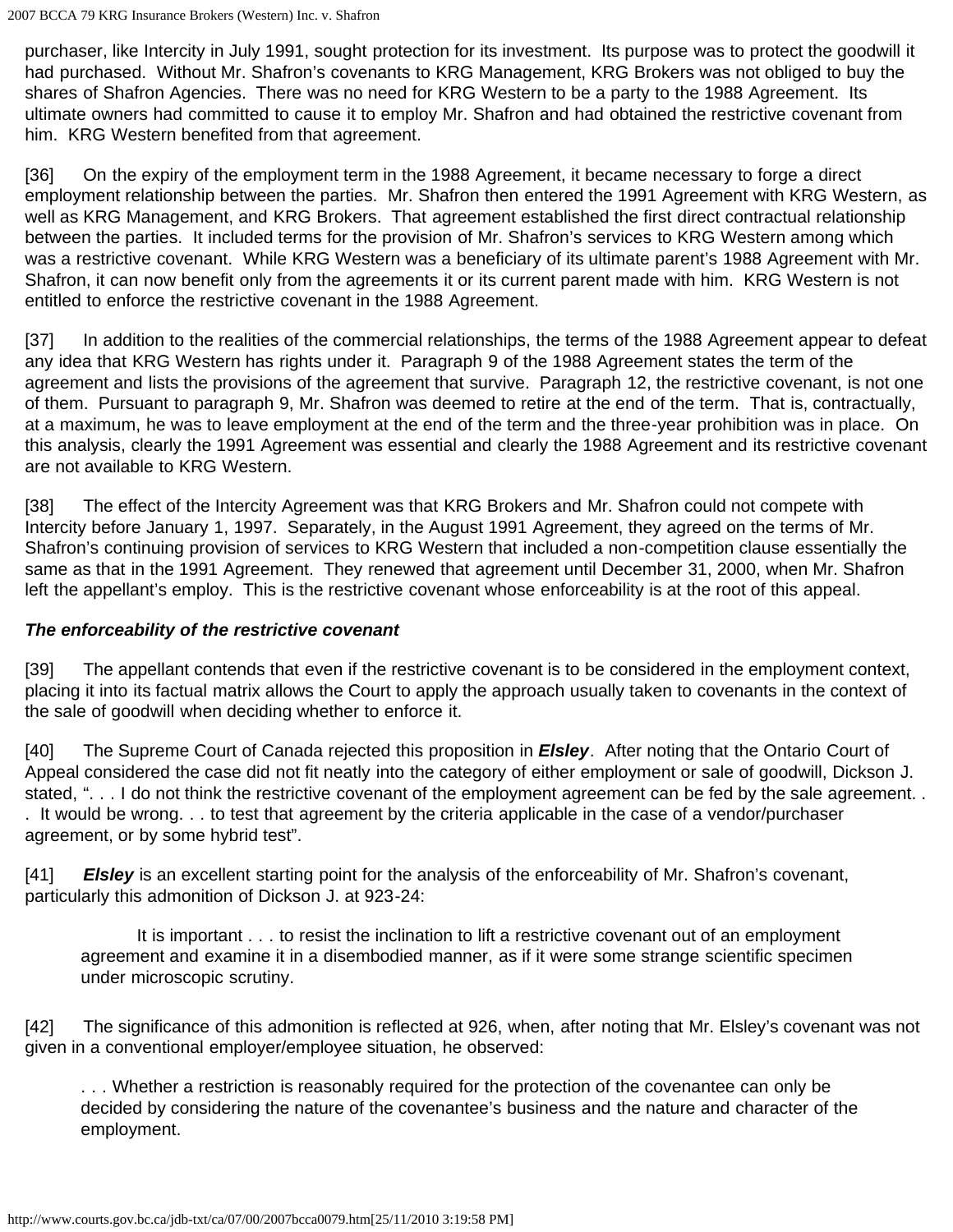purchaser, like Intercity in July 1991, sought protection for its investment. Its purpose was to protect the goodwill it had purchased. Without Mr. Shafron's covenants to KRG Management, KRG Brokers was not obliged to buy the shares of Shafron Agencies. There was no need for KRG Western to be a party to the 1988 Agreement. Its ultimate owners had committed to cause it to employ Mr. Shafron and had obtained the restrictive covenant from him. KRG Western benefited from that agreement.

[36] On the expiry of the employment term in the 1988 Agreement, it became necessary to forge a direct employment relationship between the parties. Mr. Shafron then entered the 1991 Agreement with KRG Western, as well as KRG Management, and KRG Brokers. That agreement established the first direct contractual relationship between the parties. It included terms for the provision of Mr. Shafron's services to KRG Western among which was a restrictive covenant. While KRG Western was a beneficiary of its ultimate parent's 1988 Agreement with Mr. Shafron, it can now benefit only from the agreements it or its current parent made with him. KRG Western is not entitled to enforce the restrictive covenant in the 1988 Agreement.

[37] In addition to the realities of the commercial relationships, the terms of the 1988 Agreement appear to defeat any idea that KRG Western has rights under it. Paragraph 9 of the 1988 Agreement states the term of the agreement and lists the provisions of the agreement that survive. Paragraph 12, the restrictive covenant, is not one of them. Pursuant to paragraph 9, Mr. Shafron was deemed to retire at the end of the term. That is, contractually, at a maximum, he was to leave employment at the end of the term and the three-year prohibition was in place. On this analysis, clearly the 1991 Agreement was essential and clearly the 1988 Agreement and its restrictive covenant are not available to KRG Western.

[38] The effect of the Intercity Agreement was that KRG Brokers and Mr. Shafron could not compete with Intercity before January 1, 1997. Separately, in the August 1991 Agreement, they agreed on the terms of Mr. Shafron's continuing provision of services to KRG Western that included a non-competition clause essentially the same as that in the 1991 Agreement. They renewed that agreement until December 31, 2000, when Mr. Shafron left the appellant's employ. This is the restrictive covenant whose enforceability is at the root of this appeal.

***The enforceability of the restrictive covenant***

[39] The appellant contends that even if the restrictive covenant is to be considered in the employment context, placing it into its factual matrix allows the Court to apply the approach usually taken to covenants in the context of the sale of goodwill when deciding whether to enforce it.

[40] The Supreme Court of Canada rejected this proposition in ***Elsley***. After noting that the Ontario Court of Appeal considered the case did not fit neatly into the category of either employment or sale of goodwill, Dickson J. stated, ". . . I do not think the restrictive covenant of the employment agreement can be fed by the sale agreement. . . It would be wrong. . . to test that agreement by the criteria applicable in the case of a vendor/purchaser agreement, or by some hybrid test".

[41] ***Elsley*** is an excellent starting point for the analysis of the enforceability of Mr. Shafron's covenant, particularly this admonition of Dickson J. at 923-24:

> It is important . . . to resist the inclination to lift a restrictive covenant out of an employment agreement and examine it in a disembodied manner, as if it were some strange scientific specimen under microscopic scrutiny.

[42] The significance of this admonition is reflected at 926, when, after noting that Mr. Elsley's covenant was not given in a conventional employer/employee situation, he observed:

> . . . Whether a restriction is reasonably required for the protection of the covenantee can only be decided by considering the nature of the covenantee's business and the nature and character of the employment.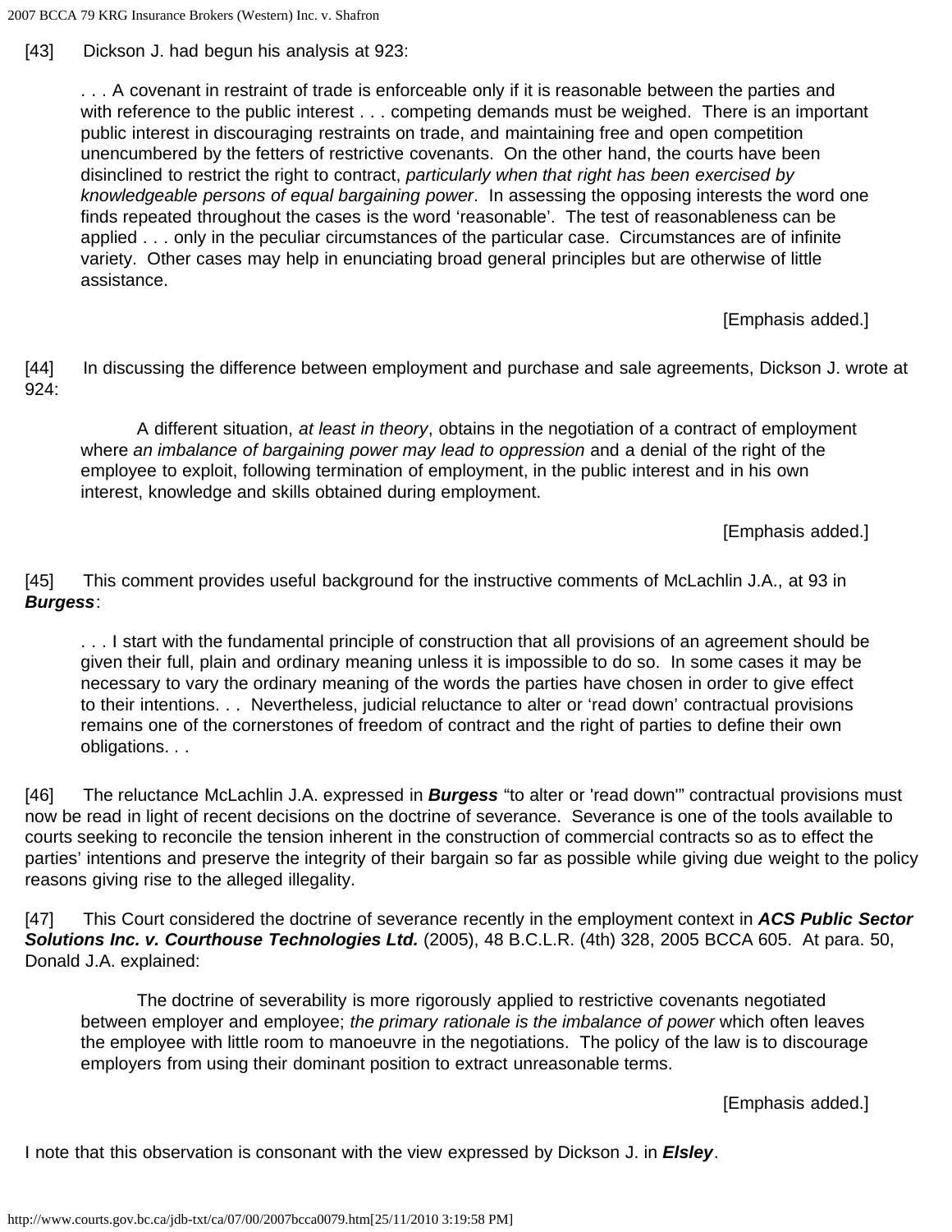[43]     Dickson J. had begun his analysis at 923:

> . . . A covenant in restraint of trade is enforceable only if it is reasonable between the parties and with reference to the public interest . . . competing demands must be weighed.  There is an important public interest in discouraging restraints on trade, and maintaining free and open competition unencumbered by the fetters of restrictive covenants.  On the other hand, the courts have been disinclined to restrict the right to contract, *particularly when that right has been exercised by knowledgeable persons of equal bargaining power*.  In assessing the opposing interests the word one finds repeated throughout the cases is the word 'reasonable'.  The test of reasonableness can be applied . . . only in the peculiar circumstances of the particular case.  Circumstances are of infinite variety.  Other cases may help in enunciating broad general principles but are otherwise of little assistance.
>
> [Emphasis added.]

[44]     In discussing the difference between employment and purchase and sale agreements, Dickson J. wrote at 924:

> A different situation, *at least in theory*, obtains in the negotiation of a contract of employment where *an imbalance of bargaining power may lead to oppression* and a denial of the right of the employee to exploit, following termination of employment, in the public interest and in his own interest, knowledge and skills obtained during employment.
>
> [Emphasis added.]

[45]     This comment provides useful background for the instructive comments of McLachlin J.A., at 93 in ***Burgess***:

> . . . I start with the fundamental principle of construction that all provisions of an agreement should be given their full, plain and ordinary meaning unless it is impossible to do so.  In some cases it may be necessary to vary the ordinary meaning of the words the parties have chosen in order to give effect to their intentions. . .  Nevertheless, judicial reluctance to alter or 'read down' contractual provisions remains one of the cornerstones of freedom of contract and the right of parties to define their own obligations. . .

[46]     The reluctance McLachlin J.A. expressed in ***Burgess*** "to alter or 'read down'" contractual provisions must now be read in light of recent decisions on the doctrine of severance.  Severance is one of the tools available to courts seeking to reconcile the tension inherent in the construction of commercial contracts so as to effect the parties' intentions and preserve the integrity of their bargain so far as possible while giving due weight to the policy reasons giving rise to the alleged illegality.

[47]     This Court considered the doctrine of severance recently in the employment context in ***ACS Public Sector Solutions Inc. v. Courthouse Technologies Ltd.*** (2005), 48 B.C.L.R. (4th) 328, 2005 BCCA 605.  At para. 50, Donald J.A. explained:

> The doctrine of severability is more rigorously applied to restrictive covenants negotiated between employer and employee; *the primary rationale is the imbalance of power* which often leaves the employee with little room to manoeuvre in the negotiations.  The policy of the law is to discourage employers from using their dominant position to extract unreasonable terms.
>
> [Emphasis added.]

I note that this observation is consonant with the view expressed by Dickson J. in ***Elsley***.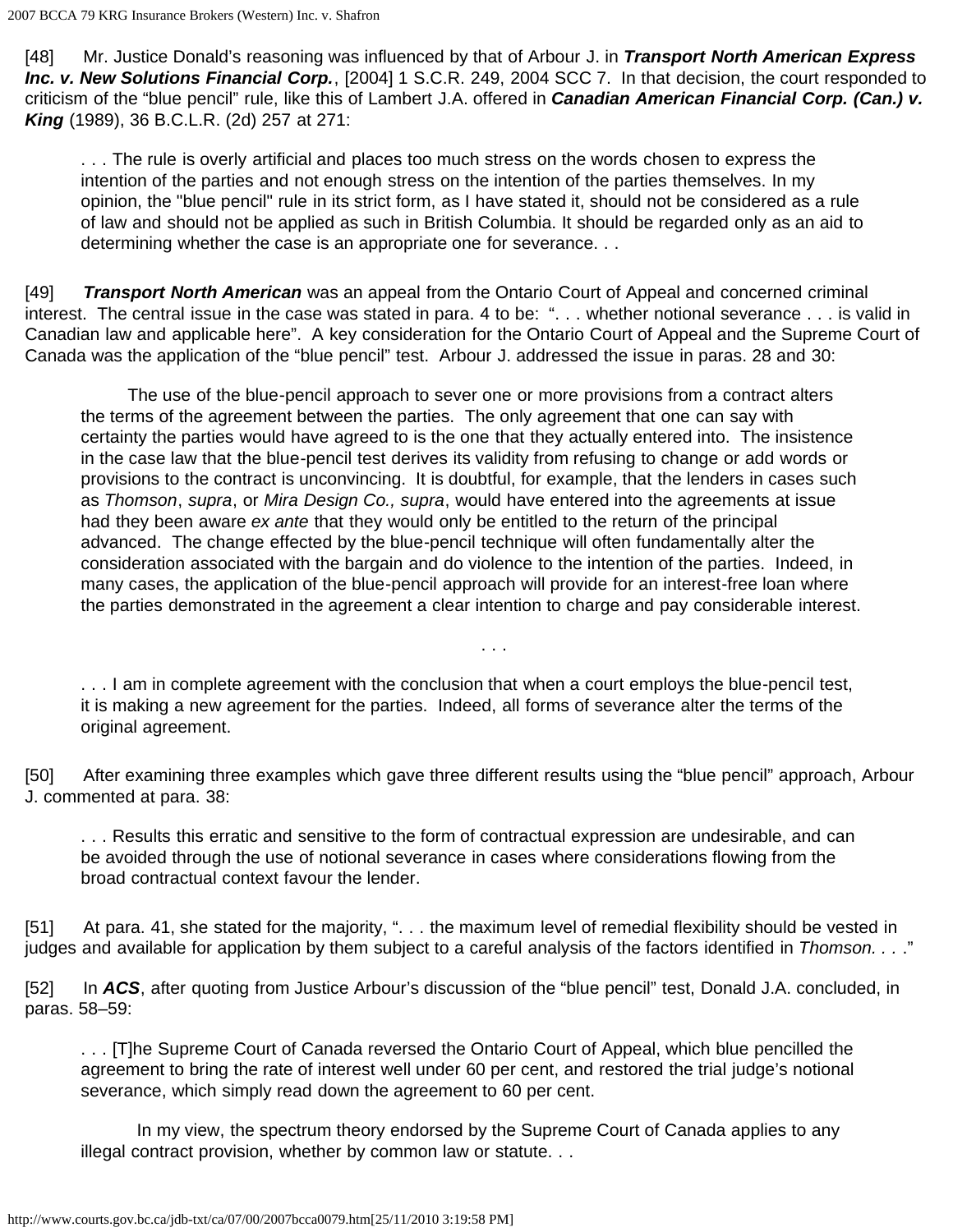[48] Mr. Justice Donald's reasoning was influenced by that of Arbour J. in ***Transport North American Express Inc. v. New Solutions Financial Corp.***, [2004] 1 S.C.R. 249, 2004 SCC 7. In that decision, the court responded to criticism of the "blue pencil" rule, like this of Lambert J.A. offered in ***Canadian American Financial Corp. (Can.) v. King*** (1989), 36 B.C.L.R. (2d) 257 at 271:

> . . . The rule is overly artificial and places too much stress on the words chosen to express the intention of the parties and not enough stress on the intention of the parties themselves. In my opinion, the "blue pencil" rule in its strict form, as I have stated it, should not be considered as a rule of law and should not be applied as such in British Columbia. It should be regarded only as an aid to determining whether the case is an appropriate one for severance. . .

[49] ***Transport North American*** was an appeal from the Ontario Court of Appeal and concerned criminal interest. The central issue in the case was stated in para. 4 to be: ". . . whether notional severance . . . is valid in Canadian law and applicable here". A key consideration for the Ontario Court of Appeal and the Supreme Court of Canada was the application of the "blue pencil" test. Arbour J. addressed the issue in paras. 28 and 30:

> The use of the blue-pencil approach to sever one or more provisions from a contract alters the terms of the agreement between the parties. The only agreement that one can say with certainty the parties would have agreed to is the one that they actually entered into. The insistence in the case law that the blue-pencil test derives its validity from refusing to change or add words or provisions to the contract is unconvincing. It is doubtful, for example, that the lenders in cases such as *Thomson*, *supra*, or *Mira Design Co., supra*, would have entered into the agreements at issue had they been aware *ex ante* that they would only be entitled to the return of the principal advanced. The change effected by the blue-pencil technique will often fundamentally alter the consideration associated with the bargain and do violence to the intention of the parties. Indeed, in many cases, the application of the blue-pencil approach will provide for an interest-free loan where the parties demonstrated in the agreement a clear intention to charge and pay considerable interest.
>
> . . .
>
> . . . I am in complete agreement with the conclusion that when a court employs the blue-pencil test, it is making a new agreement for the parties. Indeed, all forms of severance alter the terms of the original agreement.

[50] After examining three examples which gave three different results using the "blue pencil" approach, Arbour J. commented at para. 38:

> . . . Results this erratic and sensitive to the form of contractual expression are undesirable, and can be avoided through the use of notional severance in cases where considerations flowing from the broad contractual context favour the lender.

[51] At para. 41, she stated for the majority, ". . . the maximum level of remedial flexibility should be vested in judges and available for application by them subject to a careful analysis of the factors identified in *Thomson. . . .*"

[52] In ***ACS***, after quoting from Justice Arbour's discussion of the "blue pencil" test, Donald J.A. concluded, in paras. 58–59:

> . . . [T]he Supreme Court of Canada reversed the Ontario Court of Appeal, which blue pencilled the agreement to bring the rate of interest well under 60 per cent, and restored the trial judge's notional severance, which simply read down the agreement to 60 per cent.
>
> In my view, the spectrum theory endorsed by the Supreme Court of Canada applies to any illegal contract provision, whether by common law or statute. . .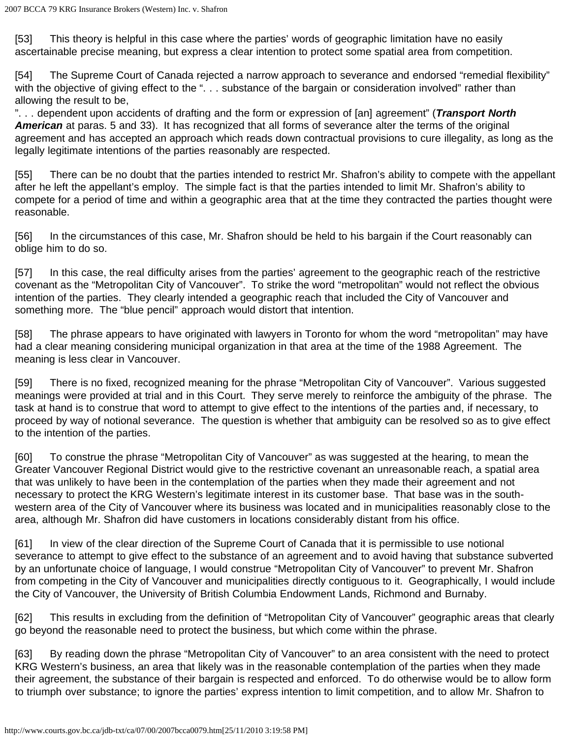[53] This theory is helpful in this case where the parties' words of geographic limitation have no easily ascertainable precise meaning, but express a clear intention to protect some spatial area from competition.

[54] The Supreme Court of Canada rejected a narrow approach to severance and endorsed "remedial flexibility" with the objective of giving effect to the ". . . substance of the bargain or consideration involved" rather than allowing the result to be,
". . . dependent upon accidents of drafting and the form or expression of [an] agreement" (***Transport North American*** at paras. 5 and 33). It has recognized that all forms of severance alter the terms of the original agreement and has accepted an approach which reads down contractual provisions to cure illegality, as long as the legally legitimate intentions of the parties reasonably are respected.

[55] There can be no doubt that the parties intended to restrict Mr. Shafron's ability to compete with the appellant after he left the appellant's employ. The simple fact is that the parties intended to limit Mr. Shafron's ability to compete for a period of time and within a geographic area that at the time they contracted the parties thought were reasonable.

[56] In the circumstances of this case, Mr. Shafron should be held to his bargain if the Court reasonably can oblige him to do so.

[57] In this case, the real difficulty arises from the parties' agreement to the geographic reach of the restrictive covenant as the "Metropolitan City of Vancouver". To strike the word "metropolitan" would not reflect the obvious intention of the parties. They clearly intended a geographic reach that included the City of Vancouver and something more. The "blue pencil" approach would distort that intention.

[58] The phrase appears to have originated with lawyers in Toronto for whom the word "metropolitan" may have had a clear meaning considering municipal organization in that area at the time of the 1988 Agreement. The meaning is less clear in Vancouver.

[59] There is no fixed, recognized meaning for the phrase "Metropolitan City of Vancouver". Various suggested meanings were provided at trial and in this Court. They serve merely to reinforce the ambiguity of the phrase. The task at hand is to construe that word to attempt to give effect to the intentions of the parties and, if necessary, to proceed by way of notional severance. The question is whether that ambiguity can be resolved so as to give effect to the intention of the parties.

[60] To construe the phrase "Metropolitan City of Vancouver" as was suggested at the hearing, to mean the Greater Vancouver Regional District would give to the restrictive covenant an unreasonable reach, a spatial area that was unlikely to have been in the contemplation of the parties when they made their agreement and not necessary to protect the KRG Western's legitimate interest in its customer base. That base was in the south-western area of the City of Vancouver where its business was located and in municipalities reasonably close to the area, although Mr. Shafron did have customers in locations considerably distant from his office.

[61] In view of the clear direction of the Supreme Court of Canada that it is permissible to use notional severance to attempt to give effect to the substance of an agreement and to avoid having that substance subverted by an unfortunate choice of language, I would construe "Metropolitan City of Vancouver" to prevent Mr. Shafron from competing in the City of Vancouver and municipalities directly contiguous to it. Geographically, I would include the City of Vancouver, the University of British Columbia Endowment Lands, Richmond and Burnaby.

[62] This results in excluding from the definition of "Metropolitan City of Vancouver" geographic areas that clearly go beyond the reasonable need to protect the business, but which come within the phrase.

[63] By reading down the phrase "Metropolitan City of Vancouver" to an area consistent with the need to protect KRG Western's business, an area that likely was in the reasonable contemplation of the parties when they made their agreement, the substance of their bargain is respected and enforced. To do otherwise would be to allow form to triumph over substance; to ignore the parties' express intention to limit competition, and to allow Mr. Shafron to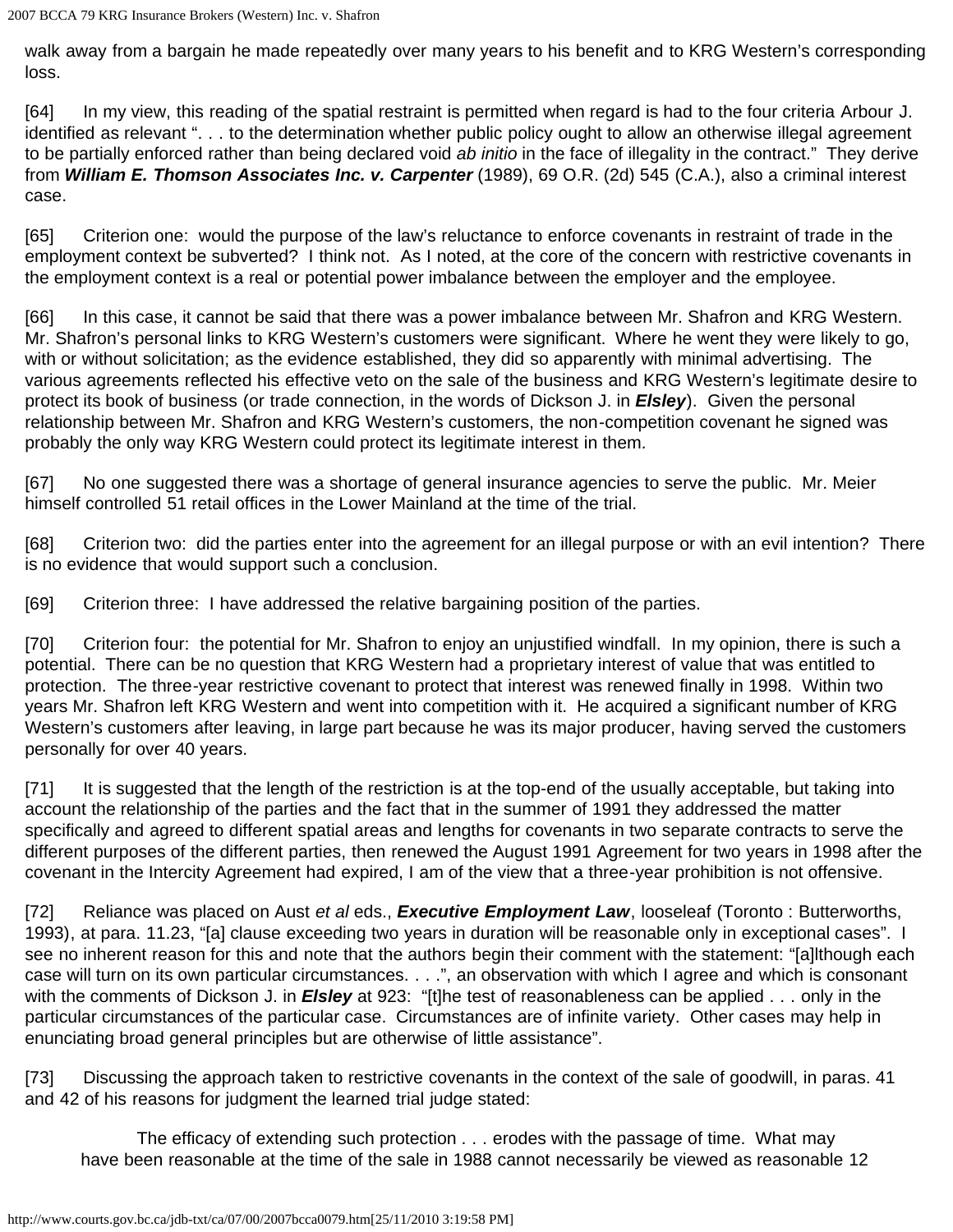walk away from a bargain he made repeatedly over many years to his benefit and to KRG Western's corresponding loss.

[64] In my view, this reading of the spatial restraint is permitted when regard is had to the four criteria Arbour J. identified as relevant ". . . to the determination whether public policy ought to allow an otherwise illegal agreement to be partially enforced rather than being declared void *ab initio* in the face of illegality in the contract." They derive from ***William E. Thomson Associates Inc. v. Carpenter*** (1989), 69 O.R. (2d) 545 (C.A.), also a criminal interest case.

[65] Criterion one: would the purpose of the law's reluctance to enforce covenants in restraint of trade in the employment context be subverted? I think not. As I noted, at the core of the concern with restrictive covenants in the employment context is a real or potential power imbalance between the employer and the employee.

[66] In this case, it cannot be said that there was a power imbalance between Mr. Shafron and KRG Western. Mr. Shafron's personal links to KRG Western's customers were significant. Where he went they were likely to go, with or without solicitation; as the evidence established, they did so apparently with minimal advertising. The various agreements reflected his effective veto on the sale of the business and KRG Western's legitimate desire to protect its book of business (or trade connection, in the words of Dickson J. in ***Elsley***). Given the personal relationship between Mr. Shafron and KRG Western's customers, the non-competition covenant he signed was probably the only way KRG Western could protect its legitimate interest in them.

[67] No one suggested there was a shortage of general insurance agencies to serve the public. Mr. Meier himself controlled 51 retail offices in the Lower Mainland at the time of the trial.

[68] Criterion two: did the parties enter into the agreement for an illegal purpose or with an evil intention? There is no evidence that would support such a conclusion.

[69] Criterion three: I have addressed the relative bargaining position of the parties.

[70] Criterion four: the potential for Mr. Shafron to enjoy an unjustified windfall. In my opinion, there is such a potential. There can be no question that KRG Western had a proprietary interest of value that was entitled to protection. The three-year restrictive covenant to protect that interest was renewed finally in 1998. Within two years Mr. Shafron left KRG Western and went into competition with it. He acquired a significant number of KRG Western's customers after leaving, in large part because he was its major producer, having served the customers personally for over 40 years.

[71] It is suggested that the length of the restriction is at the top-end of the usually acceptable, but taking into account the relationship of the parties and the fact that in the summer of 1991 they addressed the matter specifically and agreed to different spatial areas and lengths for covenants in two separate contracts to serve the different purposes of the different parties, then renewed the August 1991 Agreement for two years in 1998 after the covenant in the Intercity Agreement had expired, I am of the view that a three-year prohibition is not offensive.

[72] Reliance was placed on Aust *et al* eds., ***Executive Employment Law***, looseleaf (Toronto : Butterworths, 1993), at para. 11.23, "[a] clause exceeding two years in duration will be reasonable only in exceptional cases". I see no inherent reason for this and note that the authors begin their comment with the statement: "[a]lthough each case will turn on its own particular circumstances. . . .", an observation with which I agree and which is consonant with the comments of Dickson J. in ***Elsley*** at 923: "[t]he test of reasonableness can be applied . . . only in the particular circumstances of the particular case. Circumstances are of infinite variety. Other cases may help in enunciating broad general principles but are otherwise of little assistance".

[73] Discussing the approach taken to restrictive covenants in the context of the sale of goodwill, in paras. 41 and 42 of his reasons for judgment the learned trial judge stated:

> The efficacy of extending such protection . . . erodes with the passage of time. What may have been reasonable at the time of the sale in 1988 cannot necessarily be viewed as reasonable 12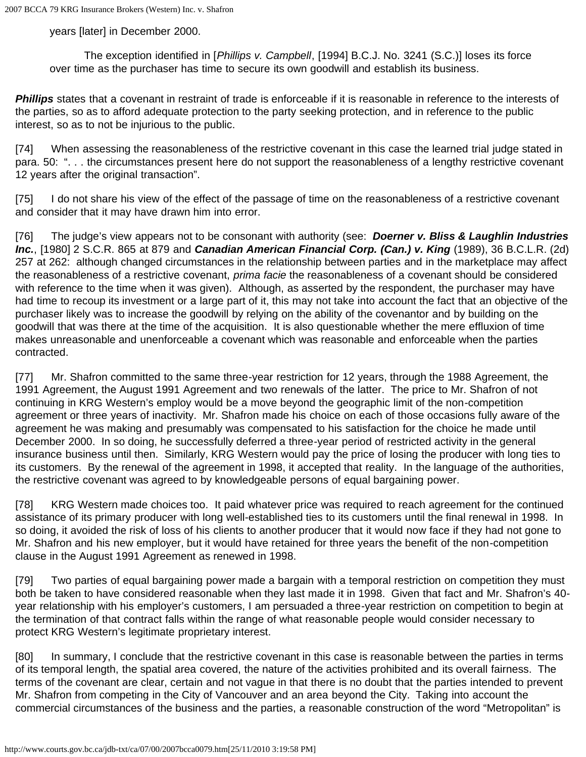years [later] in December 2000.

> The exception identified in [*Phillips v. Campbell*, [1994] B.C.J. No. 3241 (S.C.)] loses its force over time as the purchaser has time to secure its own goodwill and establish its business.

***Phillips*** states that a covenant in restraint of trade is enforceable if it is reasonable in reference to the interests of the parties, so as to afford adequate protection to the party seeking protection, and in reference to the public interest, so as to not be injurious to the public.

[74] When assessing the reasonableness of the restrictive covenant in this case the learned trial judge stated in para. 50: ". . . the circumstances present here do not support the reasonableness of a lengthy restrictive covenant 12 years after the original transaction".

[75] I do not share his view of the effect of the passage of time on the reasonableness of a restrictive covenant and consider that it may have drawn him into error.

[76] The judge's view appears not to be consonant with authority (see: ***Doerner v. Bliss & Laughlin Industries Inc.***, [1980] 2 S.C.R. 865 at 879 and ***Canadian American Financial Corp. (Can.) v. King*** (1989), 36 B.C.L.R. (2d) 257 at 262: although changed circumstances in the relationship between parties and in the marketplace may affect the reasonableness of a restrictive covenant, *prima facie* the reasonableness of a covenant should be considered with reference to the time when it was given). Although, as asserted by the respondent, the purchaser may have had time to recoup its investment or a large part of it, this may not take into account the fact that an objective of the purchaser likely was to increase the goodwill by relying on the ability of the covenantor and by building on the goodwill that was there at the time of the acquisition. It is also questionable whether the mere effluxion of time makes unreasonable and unenforceable a covenant which was reasonable and enforceable when the parties contracted.

[77] Mr. Shafron committed to the same three-year restriction for 12 years, through the 1988 Agreement, the 1991 Agreement, the August 1991 Agreement and two renewals of the latter. The price to Mr. Shafron of not continuing in KRG Western's employ would be a move beyond the geographic limit of the non-competition agreement or three years of inactivity. Mr. Shafron made his choice on each of those occasions fully aware of the agreement he was making and presumably was compensated to his satisfaction for the choice he made until December 2000. In so doing, he successfully deferred a three-year period of restricted activity in the general insurance business until then. Similarly, KRG Western would pay the price of losing the producer with long ties to its customers. By the renewal of the agreement in 1998, it accepted that reality. In the language of the authorities, the restrictive covenant was agreed to by knowledgeable persons of equal bargaining power.

[78] KRG Western made choices too. It paid whatever price was required to reach agreement for the continued assistance of its primary producer with long well-established ties to its customers until the final renewal in 1998. In so doing, it avoided the risk of loss of his clients to another producer that it would now face if they had not gone to Mr. Shafron and his new employer, but it would have retained for three years the benefit of the non-competition clause in the August 1991 Agreement as renewed in 1998.

[79] Two parties of equal bargaining power made a bargain with a temporal restriction on competition they must both be taken to have considered reasonable when they last made it in 1998. Given that fact and Mr. Shafron's 40-year relationship with his employer's customers, I am persuaded a three-year restriction on competition to begin at the termination of that contract falls within the range of what reasonable people would consider necessary to protect KRG Western's legitimate proprietary interest.

[80] In summary, I conclude that the restrictive covenant in this case is reasonable between the parties in terms of its temporal length, the spatial area covered, the nature of the activities prohibited and its overall fairness. The terms of the covenant are clear, certain and not vague in that there is no doubt that the parties intended to prevent Mr. Shafron from competing in the City of Vancouver and an area beyond the City. Taking into account the commercial circumstances of the business and the parties, a reasonable construction of the word "Metropolitan" is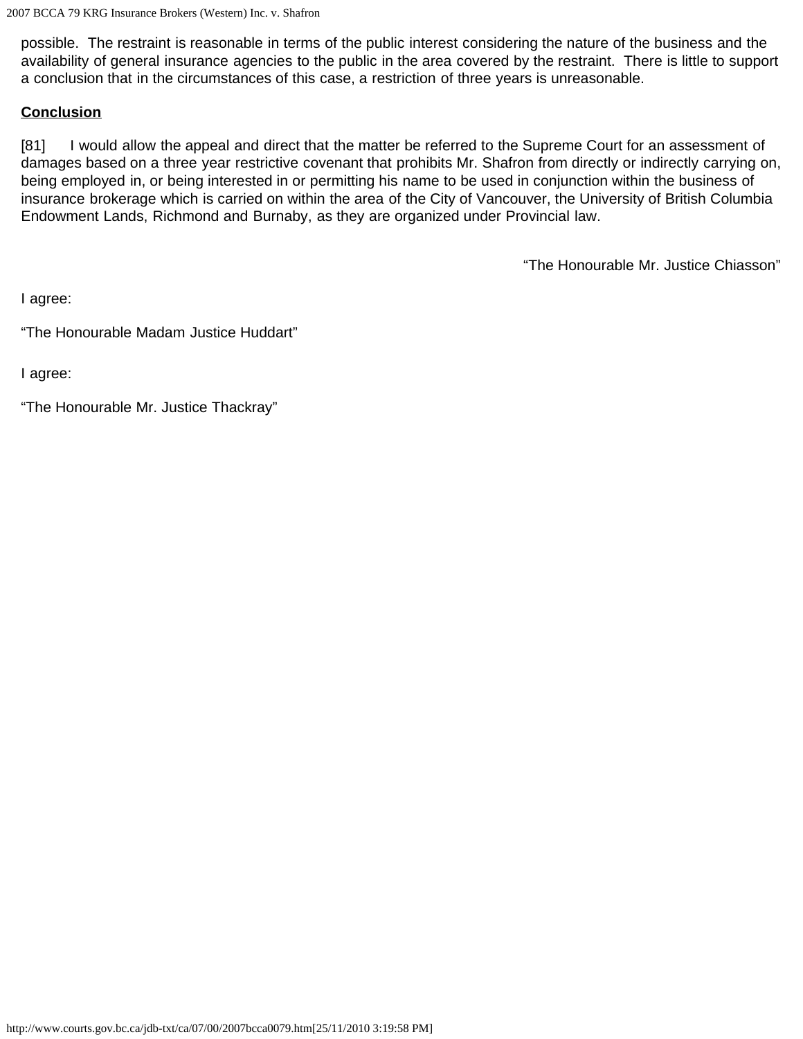possible. The restraint is reasonable in terms of the public interest considering the nature of the business and the availability of general insurance agencies to the public in the area covered by the restraint. There is little to support a conclusion that in the circumstances of this case, a restriction of three years is unreasonable.

## Conclusion

[81] I would allow the appeal and direct that the matter be referred to the Supreme Court for an assessment of damages based on a three year restrictive covenant that prohibits Mr. Shafron from directly or indirectly carrying on, being employed in, or being interested in or permitting his name to be used in conjunction within the business of insurance brokerage which is carried on within the area of the City of Vancouver, the University of British Columbia Endowment Lands, Richmond and Burnaby, as they are organized under Provincial law.

"The Honourable Mr. Justice Chiasson"

I agree:

"The Honourable Madam Justice Huddart"

I agree:

"The Honourable Mr. Justice Thackray"